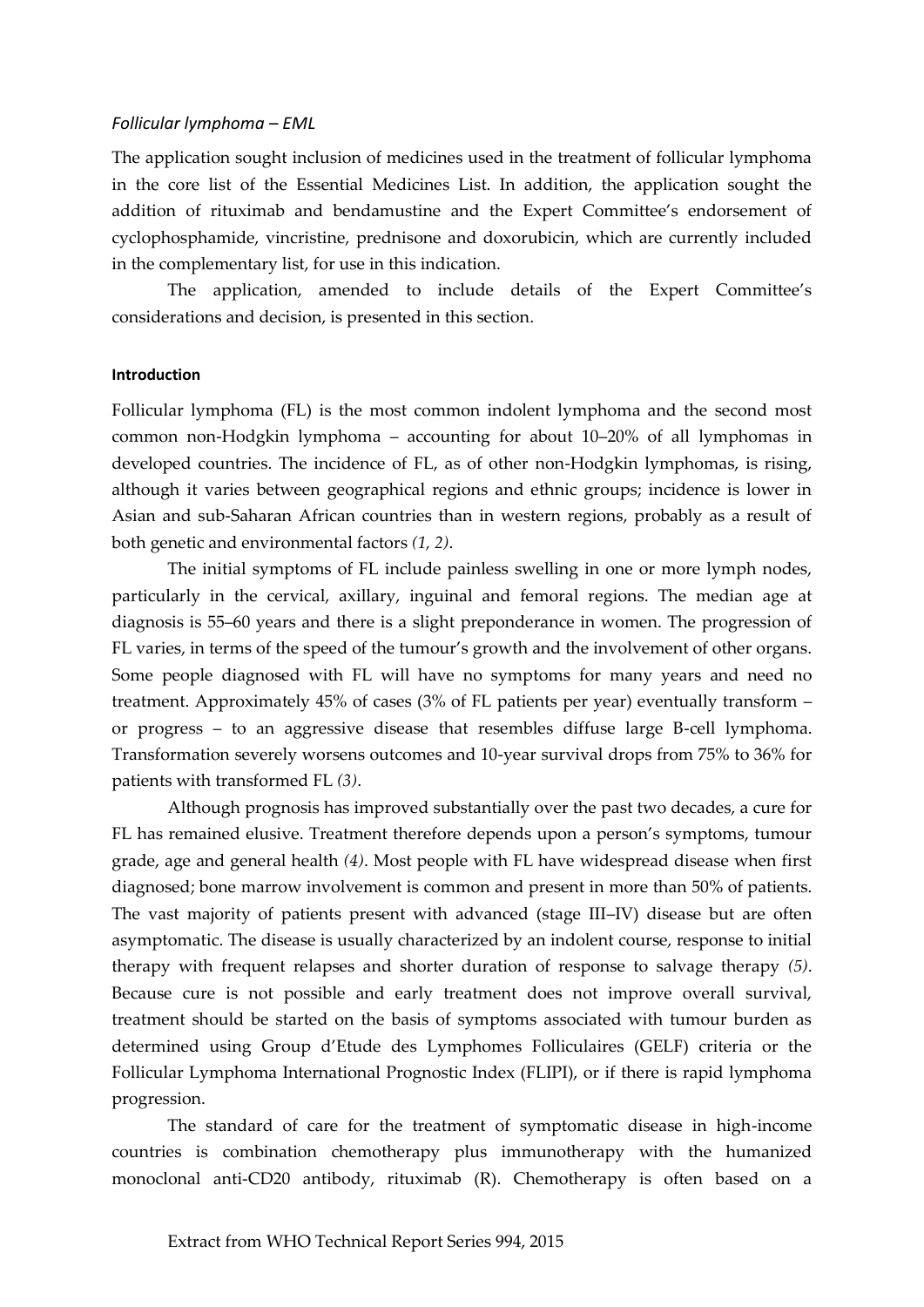*Follicular lymphoma – EML*

The application sought inclusion of medicines used in the treatment of follicular lymphoma in the core list of the Essential Medicines List. In addition, the application sought the addition of rituximab and bendamustine and the Expert Committee's endorsement of cyclophosphamide, vincristine, prednisone and doxorubicin, which are currently included in the complementary list, for use in this indication.

The application, amended to include details of the Expert Committee's considerations and decision, is presented in this section.

**Introduction**

Follicular lymphoma (FL) is the most common indolent lymphoma and the second most common non-Hodgkin lymphoma – accounting for about 10–20% of all lymphomas in developed countries. The incidence of FL, as of other non-Hodgkin lymphomas, is rising, although it varies between geographical regions and ethnic groups; incidence is lower in Asian and sub-Saharan African countries than in western regions, probably as a result of both genetic and environmental factors *(1, 2)*.

The initial symptoms of FL include painless swelling in one or more lymph nodes, particularly in the cervical, axillary, inguinal and femoral regions. The median age at diagnosis is 55–60 years and there is a slight preponderance in women. The progression of FL varies, in terms of the speed of the tumour's growth and the involvement of other organs. Some people diagnosed with FL will have no symptoms for many years and need no treatment. Approximately 45% of cases (3% of FL patients per year) eventually transform – or progress – to an aggressive disease that resembles diffuse large B-cell lymphoma. Transformation severely worsens outcomes and 10-year survival drops from 75% to 36% for patients with transformed FL *(3)*.

Although prognosis has improved substantially over the past two decades, a cure for FL has remained elusive. Treatment therefore depends upon a person's symptoms, tumour grade, age and general health *(4)*. Most people with FL have widespread disease when first diagnosed; bone marrow involvement is common and present in more than 50% of patients. The vast majority of patients present with advanced (stage III–IV) disease but are often asymptomatic. The disease is usually characterized by an indolent course, response to initial therapy with frequent relapses and shorter duration of response to salvage therapy *(5)*. Because cure is not possible and early treatment does not improve overall survival, treatment should be started on the basis of symptoms associated with tumour burden as determined using Group d'Etude des Lymphomes Folliculaires (GELF) criteria or the Follicular Lymphoma International Prognostic Index (FLIPI), or if there is rapid lymphoma progression.

The standard of care for the treatment of symptomatic disease in high-income countries is combination chemotherapy plus immunotherapy with the humanized monoclonal anti-CD20 antibody, rituximab (R). Chemotherapy is often based on a

Extract from WHO Technical Report Series 994, 2015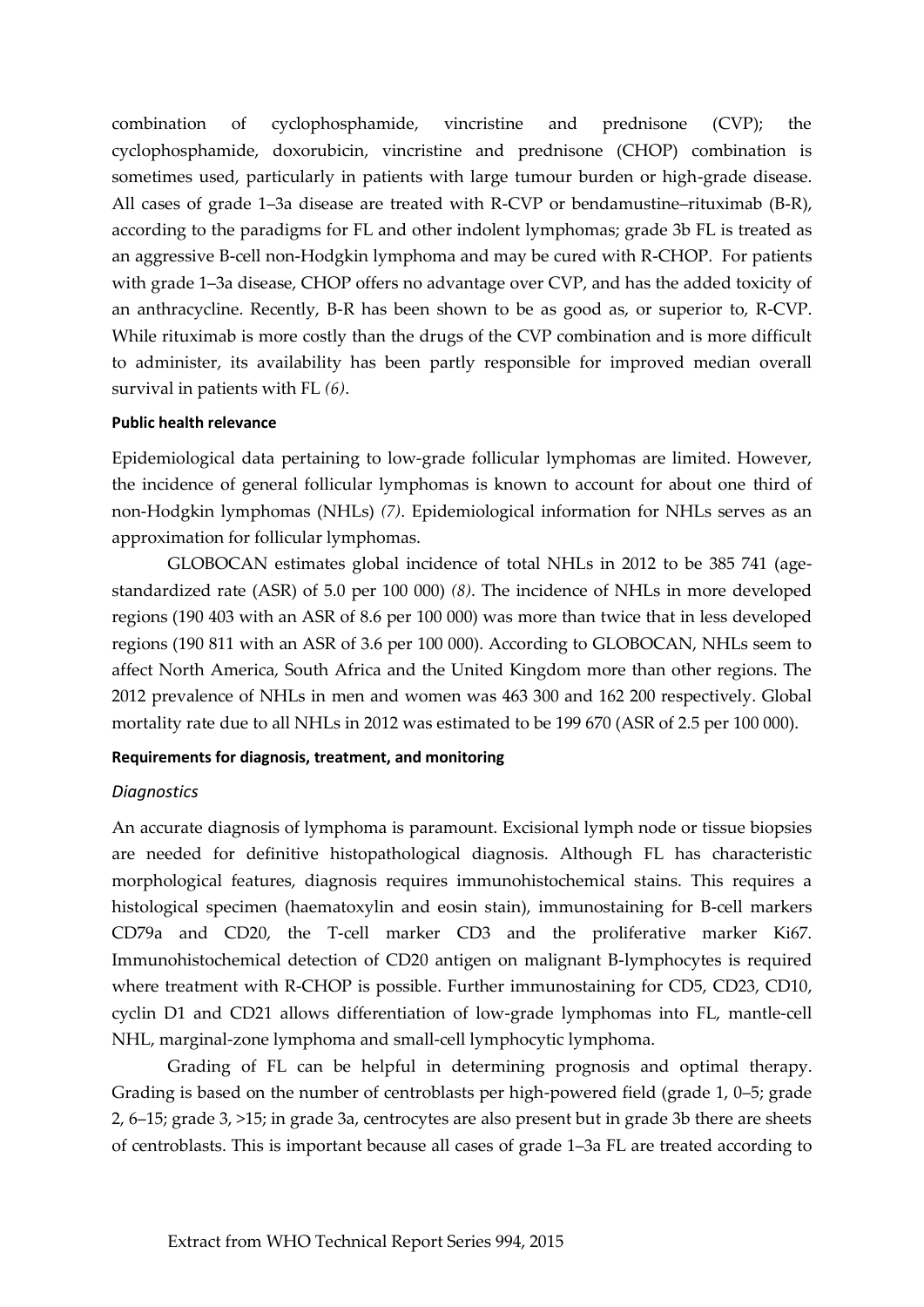combination of cyclophosphamide, vincristine and prednisone (CVP); the cyclophosphamide, doxorubicin, vincristine and prednisone (CHOP) combination is sometimes used, particularly in patients with large tumour burden or high-grade disease. All cases of grade 1–3a disease are treated with R-CVP or bendamustine–rituximab (B-R), according to the paradigms for FL and other indolent lymphomas; grade 3b FL is treated as an aggressive B-cell non-Hodgkin lymphoma and may be cured with R-CHOP. For patients with grade 1–3a disease, CHOP offers no advantage over CVP, and has the added toxicity of an anthracycline. Recently, B-R has been shown to be as good as, or superior to, R-CVP. While rituximab is more costly than the drugs of the CVP combination and is more difficult to administer, its availability has been partly responsible for improved median overall survival in patients with FL *(6)*.

#### Public health relevance

Epidemiological data pertaining to low-grade follicular lymphomas are limited. However, the incidence of general follicular lymphomas is known to account for about one third of non-Hodgkin lymphomas (NHLs) *(7)*. Epidemiological information for NHLs serves as an approximation for follicular lymphomas.

GLOBOCAN estimates global incidence of total NHLs in 2012 to be 385 741 (age-standardized rate (ASR) of 5.0 per 100 000) *(8)*. The incidence of NHLs in more developed regions (190 403 with an ASR of 8.6 per 100 000) was more than twice that in less developed regions (190 811 with an ASR of 3.6 per 100 000). According to GLOBOCAN, NHLs seem to affect North America, South Africa and the United Kingdom more than other regions. The 2012 prevalence of NHLs in men and women was 463 300 and 162 200 respectively. Global mortality rate due to all NHLs in 2012 was estimated to be 199 670 (ASR of 2.5 per 100 000).

#### Requirements for diagnosis, treatment, and monitoring

##### *Diagnostics*

An accurate diagnosis of lymphoma is paramount. Excisional lymph node or tissue biopsies are needed for definitive histopathological diagnosis. Although FL has characteristic morphological features, diagnosis requires immunohistochemical stains. This requires a histological specimen (haematoxylin and eosin stain), immunostaining for B-cell markers CD79a and CD20, the T-cell marker CD3 and the proliferative marker Ki67. Immunohistochemical detection of CD20 antigen on malignant B-lymphocytes is required where treatment with R-CHOP is possible. Further immunostaining for CD5, CD23, CD10, cyclin D1 and CD21 allows differentiation of low-grade lymphomas into FL, mantle-cell NHL, marginal-zone lymphoma and small-cell lymphocytic lymphoma.

Grading of FL can be helpful in determining prognosis and optimal therapy. Grading is based on the number of centroblasts per high-powered field (grade 1, 0–5; grade 2, 6–15; grade 3, >15; in grade 3a, centrocytes are also present but in grade 3b there are sheets of centroblasts. This is important because all cases of grade 1–3a FL are treated according to

Extract from WHO Technical Report Series 994, 2015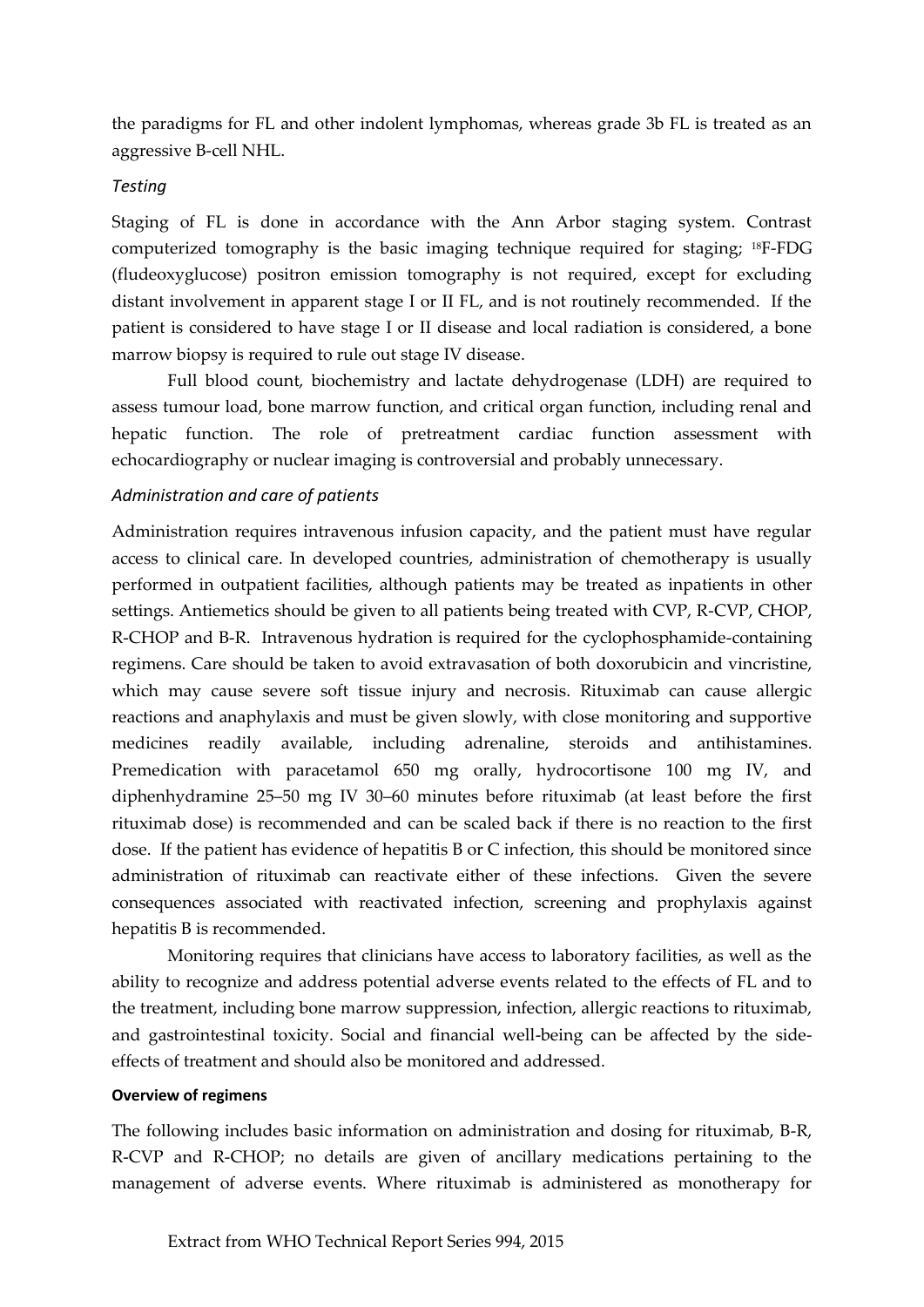the paradigms for FL and other indolent lymphomas, whereas grade 3b FL is treated as an aggressive B-cell NHL.

*Testing*

Staging of FL is done in accordance with the Ann Arbor staging system. Contrast computerized tomography is the basic imaging technique required for staging; $^{18}$F-FDG (fludeoxyglucose) positron emission tomography is not required, except for excluding distant involvement in apparent stage I or II FL, and is not routinely recommended. If the patient is considered to have stage I or II disease and local radiation is considered, a bone marrow biopsy is required to rule out stage IV disease.

Full blood count, biochemistry and lactate dehydrogenase (LDH) are required to assess tumour load, bone marrow function, and critical organ function, including renal and hepatic function. The role of pretreatment cardiac function assessment with echocardiography or nuclear imaging is controversial and probably unnecessary.

*Administration and care of patients*

Administration requires intravenous infusion capacity, and the patient must have regular access to clinical care. In developed countries, administration of chemotherapy is usually performed in outpatient facilities, although patients may be treated as inpatients in other settings. Antiemetics should be given to all patients being treated with CVP, R-CVP, CHOP, R-CHOP and B-R. Intravenous hydration is required for the cyclophosphamide-containing regimens. Care should be taken to avoid extravasation of both doxorubicin and vincristine, which may cause severe soft tissue injury and necrosis. Rituximab can cause allergic reactions and anaphylaxis and must be given slowly, with close monitoring and supportive medicines readily available, including adrenaline, steroids and antihistamines. Premedication with paracetamol 650 mg orally, hydrocortisone 100 mg IV, and diphenhydramine 25–50 mg IV 30–60 minutes before rituximab (at least before the first rituximab dose) is recommended and can be scaled back if there is no reaction to the first dose. If the patient has evidence of hepatitis B or C infection, this should be monitored since administration of rituximab can reactivate either of these infections. Given the severe consequences associated with reactivated infection, screening and prophylaxis against hepatitis B is recommended.

Monitoring requires that clinicians have access to laboratory facilities, as well as the ability to recognize and address potential adverse events related to the effects of FL and to the treatment, including bone marrow suppression, infection, allergic reactions to rituximab, and gastrointestinal toxicity. Social and financial well-being can be affected by the side-effects of treatment and should also be monitored and addressed.

**Overview of regimens**

The following includes basic information on administration and dosing for rituximab, B-R, R-CVP and R-CHOP; no details are given of ancillary medications pertaining to the management of adverse events. Where rituximab is administered as monotherapy for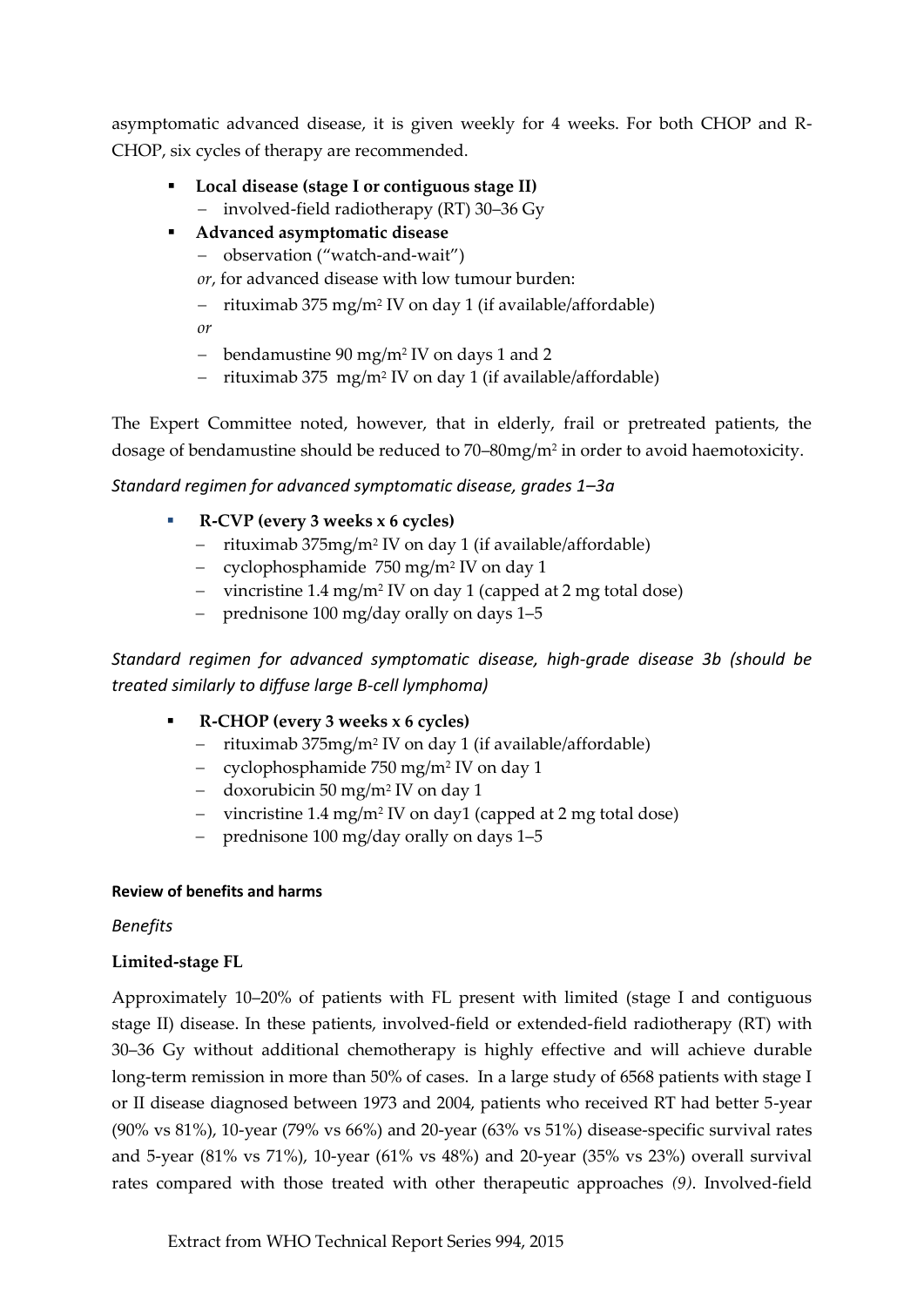asymptomatic advanced disease, it is given weekly for 4 weeks. For both CHOP and R-CHOP, six cycles of therapy are recommended.

- **Local disease (stage I or contiguous stage II)**
  - involved-field radiotherapy (RT) 30–36 Gy
- **Advanced asymptomatic disease**
  - observation ("watch-and-wait")

  *or*, for advanced disease with low tumour burden:
  - rituximab 375 mg/m² IV on day 1 (if available/affordable)

  *or*
  - bendamustine 90 mg/m² IV on days 1 and 2
  - rituximab 375 mg/m² IV on day 1 (if available/affordable)

The Expert Committee noted, however, that in elderly, frail or pretreated patients, the dosage of bendamustine should be reduced to 70–80mg/m² in order to avoid haemotoxicity.

*Standard regimen for advanced symptomatic disease, grades 1–3a*

- **R-CVP (every 3 weeks x 6 cycles)**
  - rituximab 375mg/m² IV on day 1 (if available/affordable)
  - cyclophosphamide 750 mg/m² IV on day 1
  - vincristine 1.4 mg/m² IV on day 1 (capped at 2 mg total dose)
  - prednisone 100 mg/day orally on days 1–5

*Standard regimen for advanced symptomatic disease, high-grade disease 3b (should be treated similarly to diffuse large B-cell lymphoma)*

- **R-CHOP (every 3 weeks x 6 cycles)**
  - rituximab 375mg/m² IV on day 1 (if available/affordable)
  - cyclophosphamide 750 mg/m² IV on day 1
  - doxorubicin 50 mg/m² IV on day 1
  - vincristine 1.4 mg/m² IV on day1 (capped at 2 mg total dose)
  - prednisone 100 mg/day orally on days 1–5

**Review of benefits and harms**

*Benefits*

**Limited-stage FL**

Approximately 10–20% of patients with FL present with limited (stage I and contiguous stage II) disease. In these patients, involved-field or extended-field radiotherapy (RT) with 30–36 Gy without additional chemotherapy is highly effective and will achieve durable long-term remission in more than 50% of cases. In a large study of 6568 patients with stage I or II disease diagnosed between 1973 and 2004, patients who received RT had better 5-year (90% vs 81%), 10-year (79% vs 66%) and 20-year (63% vs 51%) disease-specific survival rates and 5-year (81% vs 71%), 10-year (61% vs 48%) and 20-year (35% vs 23%) overall survival rates compared with those treated with other therapeutic approaches *(9)*. Involved-field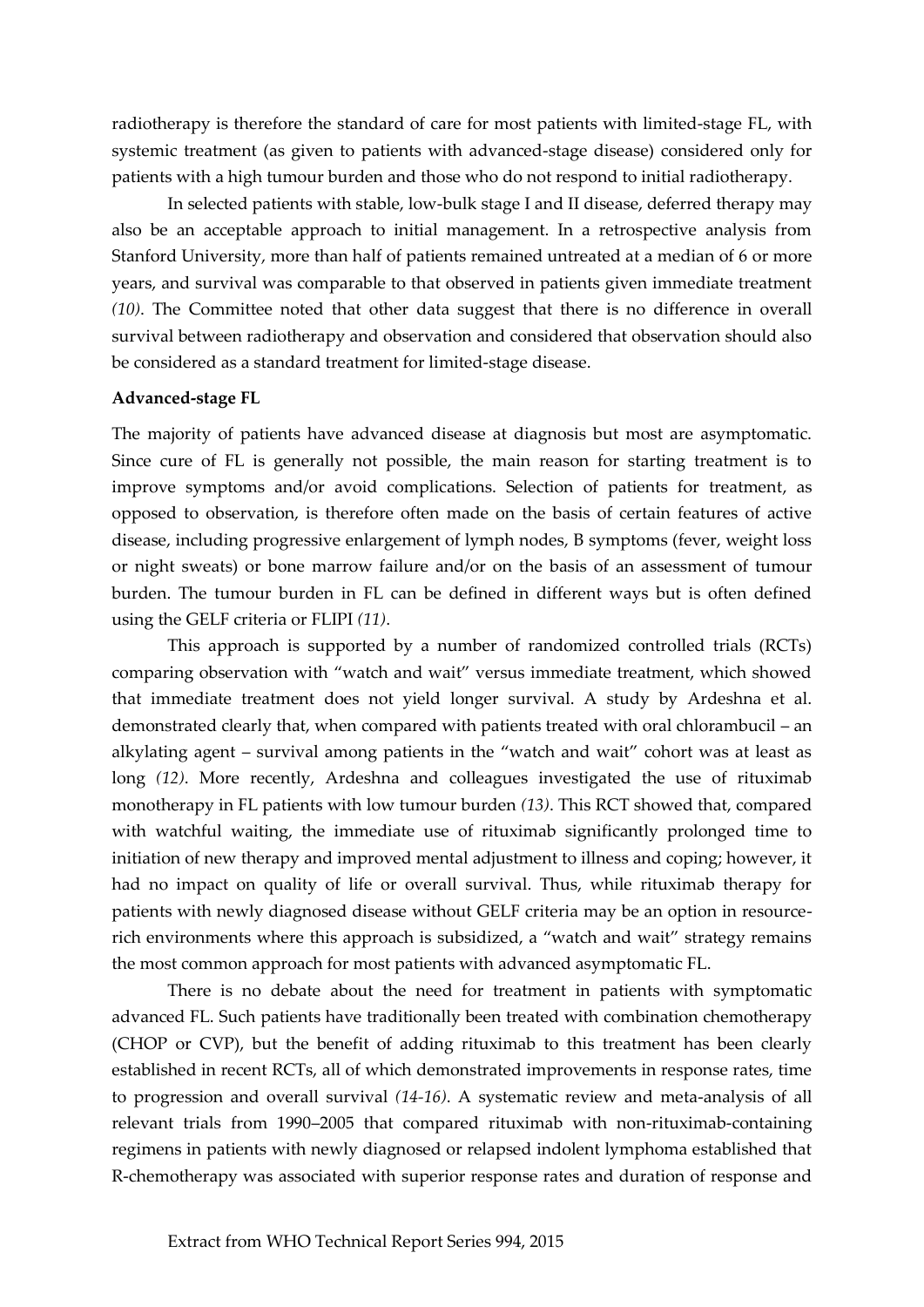radiotherapy is therefore the standard of care for most patients with limited-stage FL, with systemic treatment (as given to patients with advanced-stage disease) considered only for patients with a high tumour burden and those who do not respond to initial radiotherapy.

In selected patients with stable, low-bulk stage I and II disease, deferred therapy may also be an acceptable approach to initial management. In a retrospective analysis from Stanford University, more than half of patients remained untreated at a median of 6 or more years, and survival was comparable to that observed in patients given immediate treatment *(10)*. The Committee noted that other data suggest that there is no difference in overall survival between radiotherapy and observation and considered that observation should also be considered as a standard treatment for limited-stage disease.

**Advanced-stage FL**

The majority of patients have advanced disease at diagnosis but most are asymptomatic. Since cure of FL is generally not possible, the main reason for starting treatment is to improve symptoms and/or avoid complications. Selection of patients for treatment, as opposed to observation, is therefore often made on the basis of certain features of active disease, including progressive enlargement of lymph nodes, B symptoms (fever, weight loss or night sweats) or bone marrow failure and/or on the basis of an assessment of tumour burden. The tumour burden in FL can be defined in different ways but is often defined using the GELF criteria or FLIPI *(11)*.

This approach is supported by a number of randomized controlled trials (RCTs) comparing observation with "watch and wait" versus immediate treatment, which showed that immediate treatment does not yield longer survival. A study by Ardeshna et al. demonstrated clearly that, when compared with patients treated with oral chlorambucil – an alkylating agent – survival among patients in the "watch and wait" cohort was at least as long *(12)*. More recently, Ardeshna and colleagues investigated the use of rituximab monotherapy in FL patients with low tumour burden *(13)*. This RCT showed that, compared with watchful waiting, the immediate use of rituximab significantly prolonged time to initiation of new therapy and improved mental adjustment to illness and coping; however, it had no impact on quality of life or overall survival. Thus, while rituximab therapy for patients with newly diagnosed disease without GELF criteria may be an option in resource-rich environments where this approach is subsidized, a "watch and wait" strategy remains the most common approach for most patients with advanced asymptomatic FL.

There is no debate about the need for treatment in patients with symptomatic advanced FL. Such patients have traditionally been treated with combination chemotherapy (CHOP or CVP), but the benefit of adding rituximab to this treatment has been clearly established in recent RCTs, all of which demonstrated improvements in response rates, time to progression and overall survival *(14-16)*. A systematic review and meta-analysis of all relevant trials from 1990–2005 that compared rituximab with non-rituximab-containing regimens in patients with newly diagnosed or relapsed indolent lymphoma established that R-chemotherapy was associated with superior response rates and duration of response and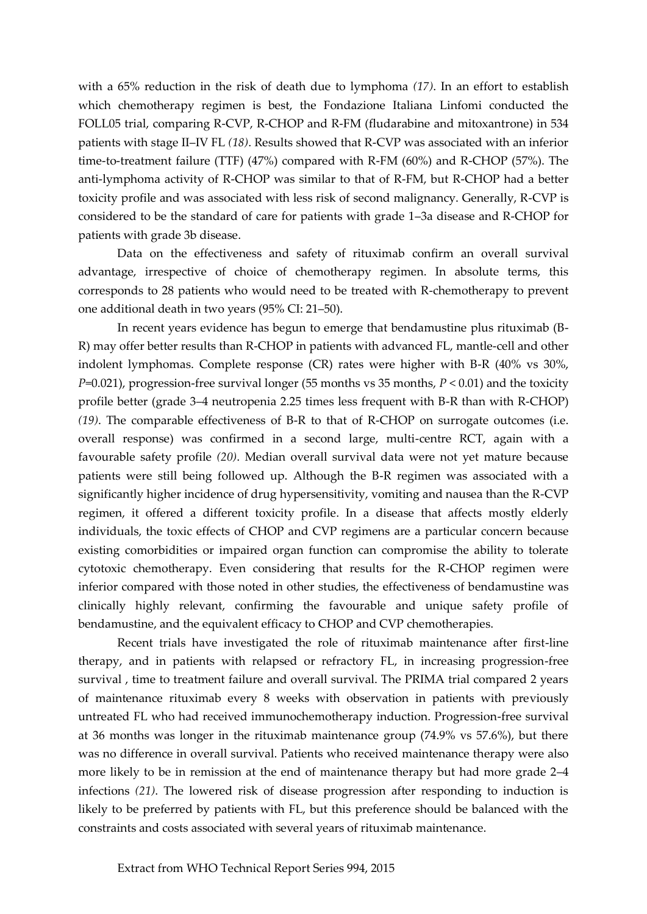with a 65% reduction in the risk of death due to lymphoma *(17)*. In an effort to establish which chemotherapy regimen is best, the Fondazione Italiana Linfomi conducted the FOLL05 trial, comparing R-CVP, R-CHOP and R-FM (fludarabine and mitoxantrone) in 534 patients with stage II–IV FL *(18)*. Results showed that R-CVP was associated with an inferior time-to-treatment failure (TTF) (47%) compared with R-FM (60%) and R-CHOP (57%). The anti-lymphoma activity of R-CHOP was similar to that of R-FM, but R-CHOP had a better toxicity profile and was associated with less risk of second malignancy. Generally, R-CVP is considered to be the standard of care for patients with grade 1–3a disease and R-CHOP for patients with grade 3b disease.

Data on the effectiveness and safety of rituximab confirm an overall survival advantage, irrespective of choice of chemotherapy regimen. In absolute terms, this corresponds to 28 patients who would need to be treated with R-chemotherapy to prevent one additional death in two years (95% CI: 21–50).

In recent years evidence has begun to emerge that bendamustine plus rituximab (B-R) may offer better results than R-CHOP in patients with advanced FL, mantle-cell and other indolent lymphomas. Complete response (CR) rates were higher with B-R (40% vs 30%, $P=0.021$), progression-free survival longer (55 months vs 35 months, $P < 0.01$) and the toxicity profile better (grade 3–4 neutropenia 2.25 times less frequent with B-R than with R-CHOP) *(19)*. The comparable effectiveness of B-R to that of R-CHOP on surrogate outcomes (i.e. overall response) was confirmed in a second large, multi-centre RCT, again with a favourable safety profile *(20)*. Median overall survival data were not yet mature because patients were still being followed up. Although the B-R regimen was associated with a significantly higher incidence of drug hypersensitivity, vomiting and nausea than the R-CVP regimen, it offered a different toxicity profile. In a disease that affects mostly elderly individuals, the toxic effects of CHOP and CVP regimens are a particular concern because existing comorbidities or impaired organ function can compromise the ability to tolerate cytotoxic chemotherapy. Even considering that results for the R-CHOP regimen were inferior compared with those noted in other studies, the effectiveness of bendamustine was clinically highly relevant, confirming the favourable and unique safety profile of bendamustine, and the equivalent efficacy to CHOP and CVP chemotherapies.

Recent trials have investigated the role of rituximab maintenance after first-line therapy, and in patients with relapsed or refractory FL, in increasing progression-free survival , time to treatment failure and overall survival. The PRIMA trial compared 2 years of maintenance rituximab every 8 weeks with observation in patients with previously untreated FL who had received immunochemotherapy induction. Progression-free survival at 36 months was longer in the rituximab maintenance group (74.9% vs 57.6%), but there was no difference in overall survival. Patients who received maintenance therapy were also more likely to be in remission at the end of maintenance therapy but had more grade 2–4 infections *(21)*. The lowered risk of disease progression after responding to induction is likely to be preferred by patients with FL, but this preference should be balanced with the constraints and costs associated with several years of rituximab maintenance.

Extract from WHO Technical Report Series 994, 2015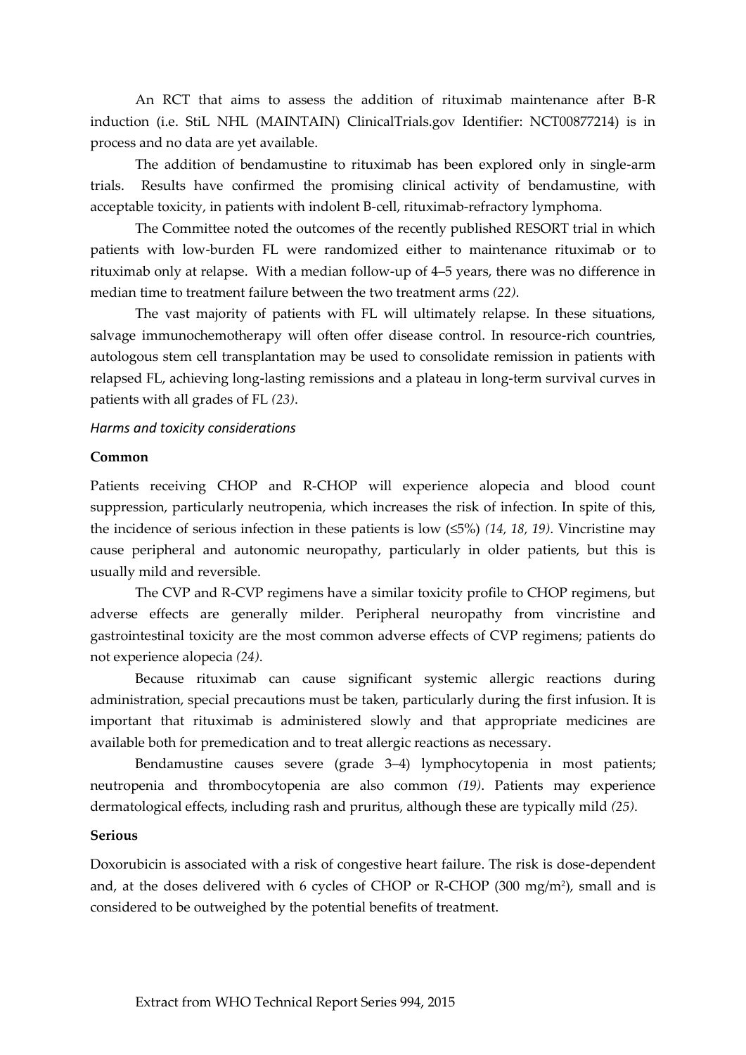An RCT that aims to assess the addition of rituximab maintenance after B-R induction (i.e. StiL NHL (MAINTAIN) ClinicalTrials.gov Identifier: NCT00877214) is in process and no data are yet available.

The addition of bendamustine to rituximab has been explored only in single-arm trials. Results have confirmed the promising clinical activity of bendamustine, with acceptable toxicity, in patients with indolent B-cell, rituximab-refractory lymphoma.

The Committee noted the outcomes of the recently published RESORT trial in which patients with low-burden FL were randomized either to maintenance rituximab or to rituximab only at relapse. With a median follow-up of 4–5 years, there was no difference in median time to treatment failure between the two treatment arms *(22)*.

The vast majority of patients with FL will ultimately relapse. In these situations, salvage immunochemotherapy will often offer disease control. In resource-rich countries, autologous stem cell transplantation may be used to consolidate remission in patients with relapsed FL, achieving long-lasting remissions and a plateau in long-term survival curves in patients with all grades of FL *(23)*.

*Harms and toxicity considerations*

**Common**

Patients receiving CHOP and R-CHOP will experience alopecia and blood count suppression, particularly neutropenia, which increases the risk of infection. In spite of this, the incidence of serious infection in these patients is low (≤5%) *(14, 18, 19)*. Vincristine may cause peripheral and autonomic neuropathy, particularly in older patients, but this is usually mild and reversible.

The CVP and R-CVP regimens have a similar toxicity profile to CHOP regimens, but adverse effects are generally milder. Peripheral neuropathy from vincristine and gastrointestinal toxicity are the most common adverse effects of CVP regimens; patients do not experience alopecia *(24)*.

Because rituximab can cause significant systemic allergic reactions during administration, special precautions must be taken, particularly during the first infusion. It is important that rituximab is administered slowly and that appropriate medicines are available both for premedication and to treat allergic reactions as necessary.

Bendamustine causes severe (grade 3–4) lymphocytopenia in most patients; neutropenia and thrombocytopenia are also common *(19)*. Patients may experience dermatological effects, including rash and pruritus, although these are typically mild *(25)*.

**Serious**

Doxorubicin is associated with a risk of congestive heart failure. The risk is dose-dependent and, at the doses delivered with 6 cycles of CHOP or R-CHOP (300 mg/m$^2$), small and is considered to be outweighed by the potential benefits of treatment.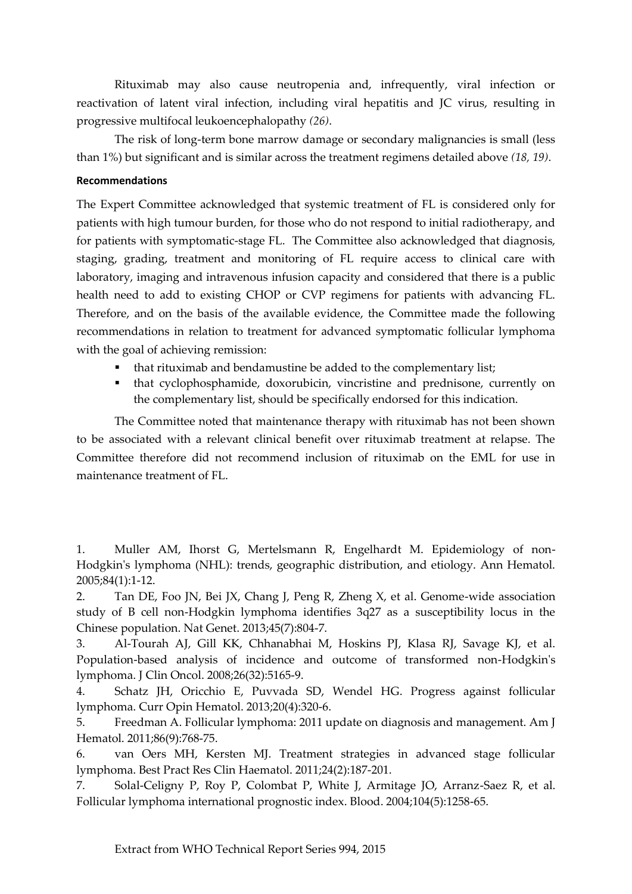Rituximab may also cause neutropenia and, infrequently, viral infection or reactivation of latent viral infection, including viral hepatitis and JC virus, resulting in progressive multifocal leukoencephalopathy *(26)*.

The risk of long-term bone marrow damage or secondary malignancies is small (less than 1%) but significant and is similar across the treatment regimens detailed above *(18, 19)*.

**Recommendations**

The Expert Committee acknowledged that systemic treatment of FL is considered only for patients with high tumour burden, for those who do not respond to initial radiotherapy, and for patients with symptomatic-stage FL. The Committee also acknowledged that diagnosis, staging, grading, treatment and monitoring of FL require access to clinical care with laboratory, imaging and intravenous infusion capacity and considered that there is a public health need to add to existing CHOP or CVP regimens for patients with advancing FL. Therefore, and on the basis of the available evidence, the Committee made the following recommendations in relation to treatment for advanced symptomatic follicular lymphoma with the goal of achieving remission:

- that rituximab and bendamustine be added to the complementary list;
- that cyclophosphamide, doxorubicin, vincristine and prednisone, currently on the complementary list, should be specifically endorsed for this indication.

The Committee noted that maintenance therapy with rituximab has not been shown to be associated with a relevant clinical benefit over rituximab treatment at relapse. The Committee therefore did not recommend inclusion of rituximab on the EML for use in maintenance treatment of FL.

1. Muller AM, Ihorst G, Mertelsmann R, Engelhardt M. Epidemiology of non-Hodgkin's lymphoma (NHL): trends, geographic distribution, and etiology. Ann Hematol. 2005;84(1):1-12.
2. Tan DE, Foo JN, Bei JX, Chang J, Peng R, Zheng X, et al. Genome-wide association study of B cell non-Hodgkin lymphoma identifies 3q27 as a susceptibility locus in the Chinese population. Nat Genet. 2013;45(7):804-7.
3. Al-Tourah AJ, Gill KK, Chhanabhai M, Hoskins PJ, Klasa RJ, Savage KJ, et al. Population-based analysis of incidence and outcome of transformed non-Hodgkin's lymphoma. J Clin Oncol. 2008;26(32):5165-9.
4. Schatz JH, Oricchio E, Puvvada SD, Wendel HG. Progress against follicular lymphoma. Curr Opin Hematol. 2013;20(4):320-6.
5. Freedman A. Follicular lymphoma: 2011 update on diagnosis and management. Am J Hematol. 2011;86(9):768-75.
6. van Oers MH, Kersten MJ. Treatment strategies in advanced stage follicular lymphoma. Best Pract Res Clin Haematol. 2011;24(2):187-201.
7. Solal-Celigny P, Roy P, Colombat P, White J, Armitage JO, Arranz-Saez R, et al. Follicular lymphoma international prognostic index. Blood. 2004;104(5):1258-65.

Extract from WHO Technical Report Series 994, 2015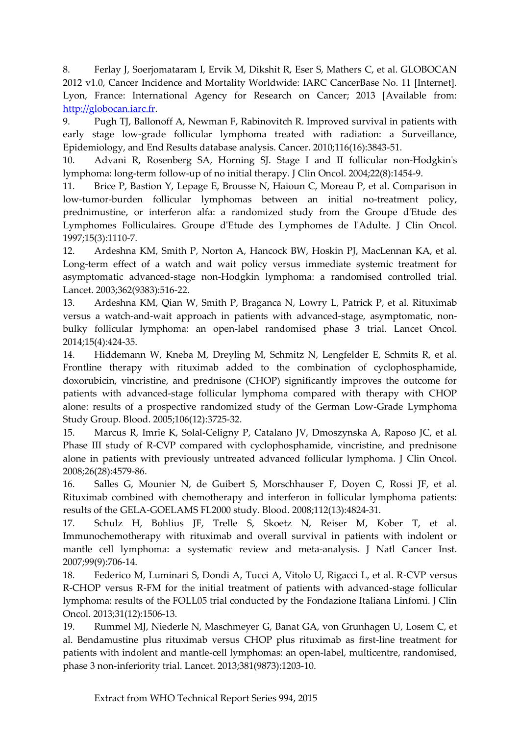8. Ferlay J, Soerjomataram I, Ervik M, Dikshit R, Eser S, Mathers C, et al. GLOBOCAN 2012 v1.0, Cancer Incidence and Mortality Worldwide: IARC CancerBase No. 11 [Internet]. Lyon, France: International Agency for Research on Cancer; 2013 [Available from: http://globocan.iarc.fr.

9. Pugh TJ, Ballonoff A, Newman F, Rabinovitch R. Improved survival in patients with early stage low-grade follicular lymphoma treated with radiation: a Surveillance, Epidemiology, and End Results database analysis. Cancer. 2010;116(16):3843-51.

10. Advani R, Rosenberg SA, Horning SJ. Stage I and II follicular non-Hodgkin's lymphoma: long-term follow-up of no initial therapy. J Clin Oncol. 2004;22(8):1454-9.

11. Brice P, Bastion Y, Lepage E, Brousse N, Haioun C, Moreau P, et al. Comparison in low-tumor-burden follicular lymphomas between an initial no-treatment policy, prednimustine, or interferon alfa: a randomized study from the Groupe d'Etude des Lymphomes Folliculaires. Groupe d'Etude des Lymphomes de l'Adulte. J Clin Oncol. 1997;15(3):1110-7.

12. Ardeshna KM, Smith P, Norton A, Hancock BW, Hoskin PJ, MacLennan KA, et al. Long-term effect of a watch and wait policy versus immediate systemic treatment for asymptomatic advanced-stage non-Hodgkin lymphoma: a randomised controlled trial. Lancet. 2003;362(9383):516-22.

13. Ardeshna KM, Qian W, Smith P, Braganca N, Lowry L, Patrick P, et al. Rituximab versus a watch-and-wait approach in patients with advanced-stage, asymptomatic, non-bulky follicular lymphoma: an open-label randomised phase 3 trial. Lancet Oncol. 2014;15(4):424-35.

14. Hiddemann W, Kneba M, Dreyling M, Schmitz N, Lengfelder E, Schmits R, et al. Frontline therapy with rituximab added to the combination of cyclophosphamide, doxorubicin, vincristine, and prednisone (CHOP) significantly improves the outcome for patients with advanced-stage follicular lymphoma compared with therapy with CHOP alone: results of a prospective randomized study of the German Low-Grade Lymphoma Study Group. Blood. 2005;106(12):3725-32.

15. Marcus R, Imrie K, Solal-Celigny P, Catalano JV, Dmoszynska A, Raposo JC, et al. Phase III study of R-CVP compared with cyclophosphamide, vincristine, and prednisone alone in patients with previously untreated advanced follicular lymphoma. J Clin Oncol. 2008;26(28):4579-86.

16. Salles G, Mounier N, de Guibert S, Morschhauser F, Doyen C, Rossi JF, et al. Rituximab combined with chemotherapy and interferon in follicular lymphoma patients: results of the GELA-GOELAMS FL2000 study. Blood. 2008;112(13):4824-31.

17. Schulz H, Bohlius JF, Trelle S, Skoetz N, Reiser M, Kober T, et al. Immunochemotherapy with rituximab and overall survival in patients with indolent or mantle cell lymphoma: a systematic review and meta-analysis. J Natl Cancer Inst. 2007;99(9):706-14.

18. Federico M, Luminari S, Dondi A, Tucci A, Vitolo U, Rigacci L, et al. R-CVP versus R-CHOP versus R-FM for the initial treatment of patients with advanced-stage follicular lymphoma: results of the FOLL05 trial conducted by the Fondazione Italiana Linfomi. J Clin Oncol. 2013;31(12):1506-13.

19. Rummel MJ, Niederle N, Maschmeyer G, Banat GA, von Grunhagen U, Losem C, et al. Bendamustine plus rituximab versus CHOP plus rituximab as first-line treatment for patients with indolent and mantle-cell lymphomas: an open-label, multicentre, randomised, phase 3 non-inferiority trial. Lancet. 2013;381(9873):1203-10.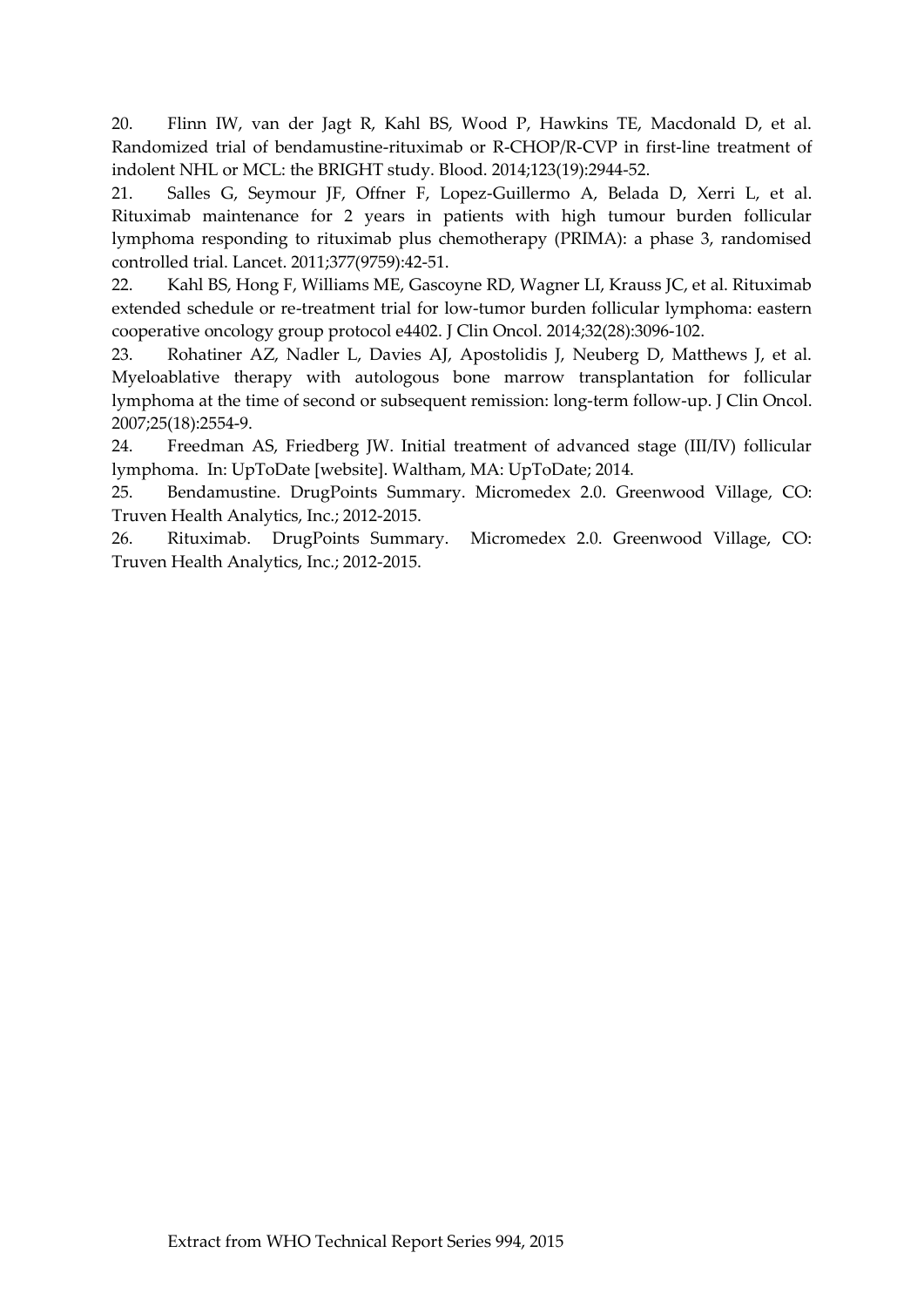20. Flinn IW, van der Jagt R, Kahl BS, Wood P, Hawkins TE, Macdonald D, et al. Randomized trial of bendamustine-rituximab or R-CHOP/R-CVP in first-line treatment of indolent NHL or MCL: the BRIGHT study. Blood. 2014;123(19):2944-52.

21. Salles G, Seymour JF, Offner F, Lopez-Guillermo A, Belada D, Xerri L, et al. Rituximab maintenance for 2 years in patients with high tumour burden follicular lymphoma responding to rituximab plus chemotherapy (PRIMA): a phase 3, randomised controlled trial. Lancet. 2011;377(9759):42-51.

22. Kahl BS, Hong F, Williams ME, Gascoyne RD, Wagner LI, Krauss JC, et al. Rituximab extended schedule or re-treatment trial for low-tumor burden follicular lymphoma: eastern cooperative oncology group protocol e4402. J Clin Oncol. 2014;32(28):3096-102.

23. Rohatiner AZ, Nadler L, Davies AJ, Apostolidis J, Neuberg D, Matthews J, et al. Myeloablative therapy with autologous bone marrow transplantation for follicular lymphoma at the time of second or subsequent remission: long-term follow-up. J Clin Oncol. 2007;25(18):2554-9.

24. Freedman AS, Friedberg JW. Initial treatment of advanced stage (III/IV) follicular lymphoma. In: UpToDate [website]. Waltham, MA: UpToDate; 2014.

25. Bendamustine. DrugPoints Summary. Micromedex 2.0. Greenwood Village, CO: Truven Health Analytics, Inc.; 2012-2015.

26. Rituximab. DrugPoints Summary. Micromedex 2.0. Greenwood Village, CO: Truven Health Analytics, Inc.; 2012-2015.

Extract from WHO Technical Report Series 994, 2015